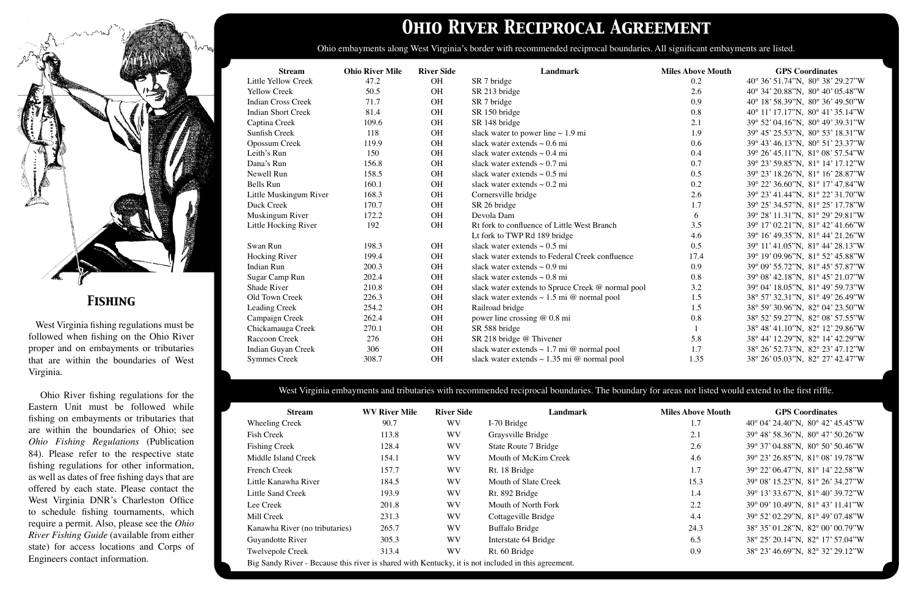## Fishing

West Virginia fishing regulations must be followed when fishing on the Ohio River proper and on embayments or tributaries that are within the boundaries of West Virginia.

Ohio River fishing regulations for the Eastern Unit must be followed while fishing on embayments or tributaries that are within the boundaries of Ohio; see *Ohio Fishing Regulations* (Publication 84). Please refer to the respective state fishing regulations for other information, as well as dates of free fishing days that are offered by each state. Please contact the West Virginia DNR's Charleston Office to schedule fishing tournaments, which require a permit. Also, please see the *Ohio River Fishing Guide* (available from either state) for access locations and Corps of Engineers contact information.

# Ohio River Reciprocal Agreement

Ohio embayments along West Virginia's border with recommended reciprocal boundaries. All significant embayments are listed.

| Stream | Ohio River Mile | River Side | Landmark | Miles Above Mouth | GPS Coordinates |
|---|---|---|---|---|---|
| Little Yellow Creek | 47.2 | OH | SR 7 bridge | 0.2 | 40° 36' 51.74"N, 80° 38' 29.27"W |
| Yellow Creek | 50.5 | OH | SR 213 bridge | 2.6 | 40° 34' 20.88"N, 80° 40' 05.48"W |
| Indian Cross Creek | 71.7 | OH | SR 7 bridge | 0.9 | 40° 18' 58.39"N, 80° 36' 49.50"W |
| Indian Short Creek | 81.4 | OH | SR 150 bridge | 0.8 | 40° 11' 17.17"N, 80° 41' 35.14"W |
| Captina Creek | 109.6 | OH | SR 148 bridge | 2.1 | 39° 52' 04.16"N, 80° 49' 39.31"W |
| Sunfish Creek | 118 | OH | slack water to power line ~ 1.9 mi | 1.9 | 39° 45' 25.53"N, 80° 53' 18.31"W |
| Opossum Creek | 119.9 | OH | slack water extends ~ 0.6 mi | 0.6 | 39° 43' 46.13"N, 80° 51' 23.37"W |
| Leith's Run | 150 | OH | slack water extends ~ 0.4 mi | 0.4 | 39° 26' 45.11"N, 81° 08' 57.54"W |
| Dana's Run | 156.8 | OH | slack water extends ~ 0.7 mi | 0.7 | 39° 23' 59.85"N, 81° 14' 17.12"W |
| Newell Run | 158.5 | OH | slack water extends ~ 0.5 mi | 0.5 | 39° 23' 18.26"N, 81° 16' 28.87"W |
| Bells Run | 160.1 | OH | slack water extends ~ 0.2 mi | 0.2 | 39° 22' 36.60"N, 81° 17' 47.84"W |
| Little Muskingum River | 168.3 | OH | Cornersville bridge | 2.6 | 39° 23' 41.44"N, 81° 22' 31.70"W |
| Duck Creek | 170.7 | OH | SR 26 bridge | 1.7 | 39° 25' 34.57"N, 81° 25' 17.78"W |
| Muskingum River | 172.2 | OH | Devola Dam | 6 | 39° 28' 11.31"N, 81° 29' 29.81"W |
| Little Hocking River | 192 | OH | Rt fork to confluence of Little West Branch | 3.5 | 39° 17' 02.21"N, 81° 42' 41.66"W |
| | | | Lt fork to TWP Rd 189 bridge | 4.6 | 39° 16' 49.35"N, 81° 44' 21.26"W |
| Swan Run | 198.3 | OH | slack water extends ~ 0.5 mi | 0.5 | 39° 11' 41.05"N, 81° 44' 28.13"W |
| Hocking River | 199.4 | OH | slack water extends to Federal Creek confluence | 17.4 | 39° 19' 09.96"N, 81° 52' 45.88"W |
| Indian Run | 200.3 | OH | slack water extends ~ 0.9 mi | 0.9 | 39° 09' 55.72"N, 81° 45' 57.87"W |
| Sugar Camp Run | 202.4 | OH | slack water extends ~ 0.8 mi | 0.8 | 39° 08' 42.18"N, 81° 45' 21.07"W |
| Shade River | 210.8 | OH | slack water extends to Spruce Creek @ normal pool | 3.2 | 39° 04' 18.05"N, 81° 49' 59.73"W |
| Old Town Creek | 226.3 | OH | slack water extends ~ 1.5 mi @ normal pool | 1.5 | 38° 57' 32.31"N, 81° 49' 26.49"W |
| Leading Creek | 254.2 | OH | Railroad bridge | 1.5 | 38° 59' 30.96"N, 82° 04' 23.50"W |
| Campaign Creek | 262.4 | OH | power line crossing @ 0.8 mi | 0.8 | 38° 52' 59.27"N, 82° 08' 57.55"W |
| Chickamauga Creek | 270.1 | OH | SR 588 bridge | 1 | 38° 48' 41.10"N, 82° 12' 29.86"W |
| Raccoon Creek | 276 | OH | SR 218 bridge @ Thivener | 5.8 | 38° 44' 12.29"N, 82° 14' 42.29"W |
| Indian Guyan Creek | 306 | OH | slack water extends ~ 1.7 mi @ normal pool | 1.7 | 38° 26' 52.73"N, 82° 23' 47.12"W |
| Symmes Creek | 308.7 | OH | slack water extends ~ 1.35 mi @ normal pool | 1.35 | 38° 26' 05.03"N, 82° 27' 42.47"W |

West Virginia embayments and tributaries with recommended reciprocal boundaries. The boundary for areas not listed would extend to the first riffle.

| Stream | WV River Mile | River Side | Landmark | Miles Above Mouth | GPS Coordinates |
|---|---|---|---|---|---|
| Wheeling Creek | 90.7 | WV | I-70 Bridge | 1.7 | 40° 04' 24.40"N, 80° 42' 45.45"W |
| Fish Creek | 113.8 | WV | Graysville Bridge | 2.1 | 39° 48' 58.36"N, 80° 47' 50.26"W |
| Fishing Creek | 128.4 | WV | State Route 7 Bridge | 2.6 | 39° 37' 04.88"N, 80° 50' 50.46"W |
| Middle Island Creek | 154.1 | WV | Mouth of McKim Creek | 4.6 | 39° 23' 26.85"N, 81° 08' 19.78"W |
| French Creek | 157.7 | WV | Rt. 18 Bridge | 1.7 | 39° 22' 06.47"N, 81° 14' 22.58"W |
| Little Kanawha River | 184.5 | WV | Mouth of Slate Creek | 15.3 | 39° 08' 15.23"N, 81° 26' 34.27"W |
| Little Sand Creek | 193.9 | WV | Rt. 892 Bridge | 1.4 | 39° 13' 33.67"N, 81° 40' 39.72"W |
| Lee Creek | 201.8 | WV | Mouth of North Fork | 2.2 | 39° 09' 10.49"N, 81° 43' 11.41"W |
| Mill Creek | 231.3 | WV | Cottageville Bridge | 4.4 | 39° 52' 02.29"N, 81° 49' 07.48"W |
| Kanawha River (no tributaries) | 265.7 | WV | Buffalo Bridge | 24.3 | 38° 35' 01.28"N, 82° 00' 00.79"W |
| Guyandotte River | 305.3 | WV | Interstate 64 Bridge | 6.5 | 38° 25' 20.14"N, 82° 17' 57.04"W |
| Twelvepole Creek | 313.4 | WV | Rt. 60 Bridge | 0.9 | 38° 23' 46.69"N, 82° 32' 29.12"W |

Big Sandy River - Because this river is shared with Kentucky, it is not included in this agreement.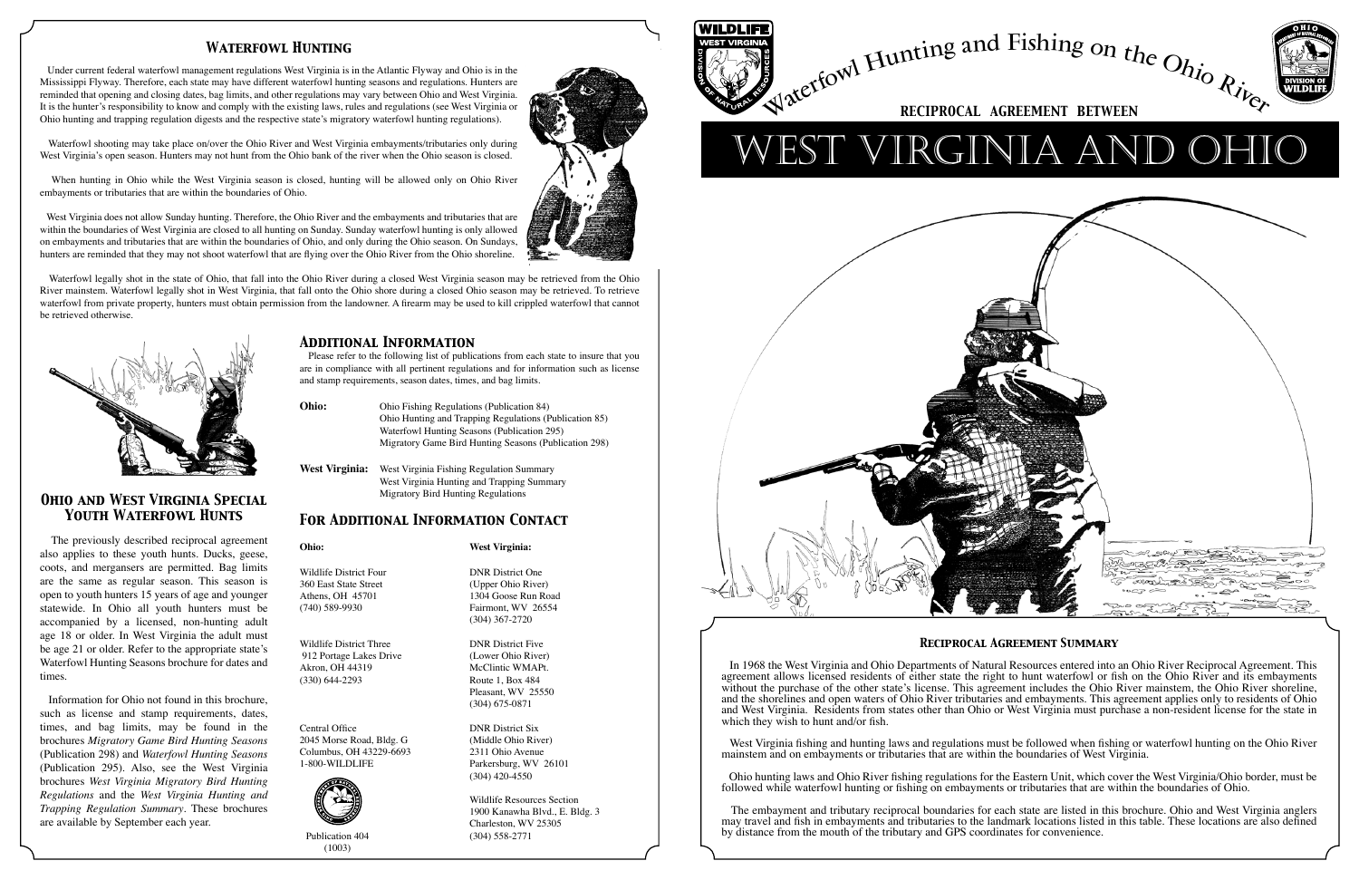## Waterfowl Hunting

Under current federal waterfowl management regulations West Virginia is in the Atlantic Flyway and Ohio is in the Mississippi Flyway. Therefore, each state may have different waterfowl hunting seasons and regulations. Hunters are reminded that opening and closing dates, bag limits, and other regulations may vary between Ohio and West Virginia. It is the hunter's responsibility to know and comply with the existing laws, rules and regulations (see West Virginia or Ohio hunting and trapping regulation digests and the respective state's migratory waterfowl hunting regulations).

Waterfowl shooting may take place on/over the Ohio River and West Virginia embayments/tributaries only during West Virginia's open season. Hunters may not hunt from the Ohio bank of the river when the Ohio season is closed.

When hunting in Ohio while the West Virginia season is closed, hunting will be allowed only on Ohio River embayments or tributaries that are within the boundaries of Ohio.

West Virginia does not allow Sunday hunting. Therefore, the Ohio River and the embayments and tributaries that are within the boundaries of West Virginia are closed to all hunting on Sunday. Sunday waterfowl hunting is only allowed on embayments and tributaries that are within the boundaries of Ohio, and only during the Ohio season. On Sundays, hunters are reminded that they may not shoot waterfowl that are flying over the Ohio River from the Ohio shoreline.

Waterfowl legally shot in the state of Ohio, that fall into the Ohio River during a closed West Virginia season may be retrieved from the Ohio River mainstem. Waterfowl legally shot in West Virginia, that fall onto the Ohio shore during a closed Ohio season may be retrieved. To retrieve waterfowl from private property, hunters must obtain permission from the landowner. A firearm may be used to kill crippled waterfowl that cannot be retrieved otherwise.

## Ohio and West Virginia Special Youth Waterfowl Hunts

The previously described reciprocal agreement also applies to these youth hunts. Ducks, geese, coots, and mergansers are permitted. Bag limits are the same as regular season. This season is open to youth hunters 15 years of age and younger statewide. In Ohio all youth hunters must be accompanied by a licensed, non-hunting adult age 18 or older. In West Virginia the adult must be age 21 or older. Refer to the appropriate state's Waterfowl Hunting Seasons brochure for dates and times.

Information for Ohio not found in this brochure, such as license and stamp requirements, dates, times, and bag limits, may be found in the brochures *Migratory Game Bird Hunting Seasons* (Publication 298) and *Waterfowl Hunting Seasons* (Publication 295). Also, see the West Virginia brochures *West Virginia Migratory Bird Hunting Regulations* and the *West Virginia Hunting and Trapping Regulation Summary*. These brochures are available by September each year.

## Additional Information

Please refer to the following list of publications from each state to insure that you are in compliance with all pertinent regulations and for information such as license and stamp requirements, season dates, times, and bag limits.

**Ohio:**
- Ohio Fishing Regulations (Publication 84)
- Ohio Hunting and Trapping Regulations (Publication 85)
- Waterfowl Hunting Seasons (Publication 295)
- Migratory Game Bird Hunting Seasons (Publication 298)

**West Virginia:**
- West Virginia Fishing Regulation Summary
- West Virginia Hunting and Trapping Summary
- Migratory Bird Hunting Regulations

## For Additional Information Contact

**Ohio:**

Wildlife District Four
360 East State Street
Athens, OH 45701
(740) 589-9930

Wildlife District Three
912 Portage Lakes Drive
Akron, OH 44319
(330) 644-2293

Central Office
2045 Morse Road, Bldg. G
Columbus, OH 43229-6693
1-800-WILDLIFE

**West Virginia:**

DNR District One
(Upper Ohio River)
1304 Goose Run Road
Fairmont, WV 26554
(304) 367-2720

DNR District Five
(Lower Ohio River)
McClintic WMAPt.
Route 1, Box 484
Pleasant, WV 25550
(304) 675-0871

DNR District Six
(Middle Ohio River)
2311 Ohio Avenue
Parkersburg, WV 26101
(304) 420-4550

Wildlife Resources Section
1900 Kanawha Blvd., E. Bldg. 3
Charleston, WV 25305
(304) 558-2771

Publication 404
(1003)

# Waterfowl Hunting and Fishing on the Ohio River

## Reciprocal Agreement Between

# West Virginia and Ohio

## Reciprocal Agreement Summary

In 1968 the West Virginia and Ohio Departments of Natural Resources entered into an Ohio River Reciprocal Agreement. This agreement allows licensed residents of either state the right to hunt waterfowl or fish on the Ohio River and its embayments without the purchase of the other state's license. This agreement includes the Ohio River mainstem, the Ohio River shoreline, and the shorelines and open waters of Ohio River tributaries and embayments. This agreement applies only to residents of Ohio and West Virginia. Residents from states other than Ohio or West Virginia must purchase a non-resident license for the state in which they wish to hunt and/or fish.

West Virginia fishing and hunting laws and regulations must be followed when fishing or waterfowl hunting on the Ohio River mainstem and on embayments or tributaries that are within the boundaries of West Virginia.

Ohio hunting laws and Ohio River fishing regulations for the Eastern Unit, which cover the West Virginia/Ohio border, must be followed while waterfowl hunting or fishing on embayments or tributaries that are within the boundaries of Ohio.

The embayment and tributary reciprocal boundaries for each state are listed in this brochure. Ohio and West Virginia anglers may travel and fish in embayments and tributaries to the landmark locations listed in this table. These locations are also defined by distance from the mouth of the tributary and GPS coordinates for convenience.